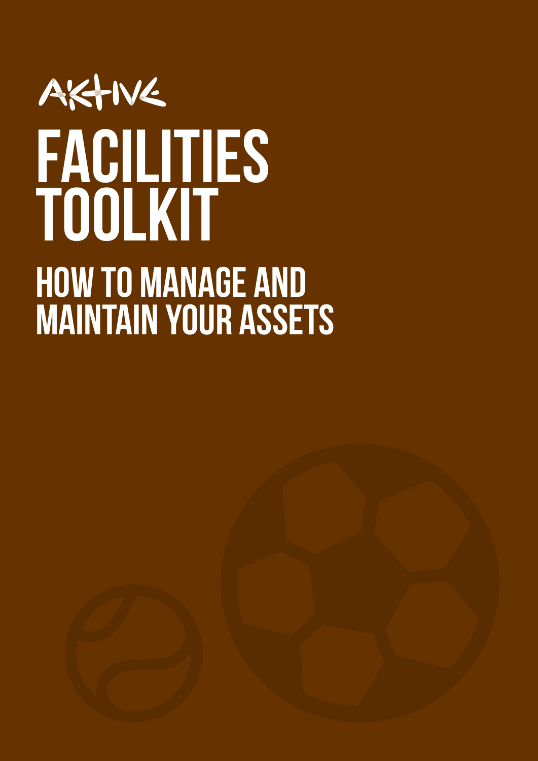AKTIVE

# FACILITIES TOOLKIT

## HOW TO MANAGE AND MAINTAIN YOUR ASSETS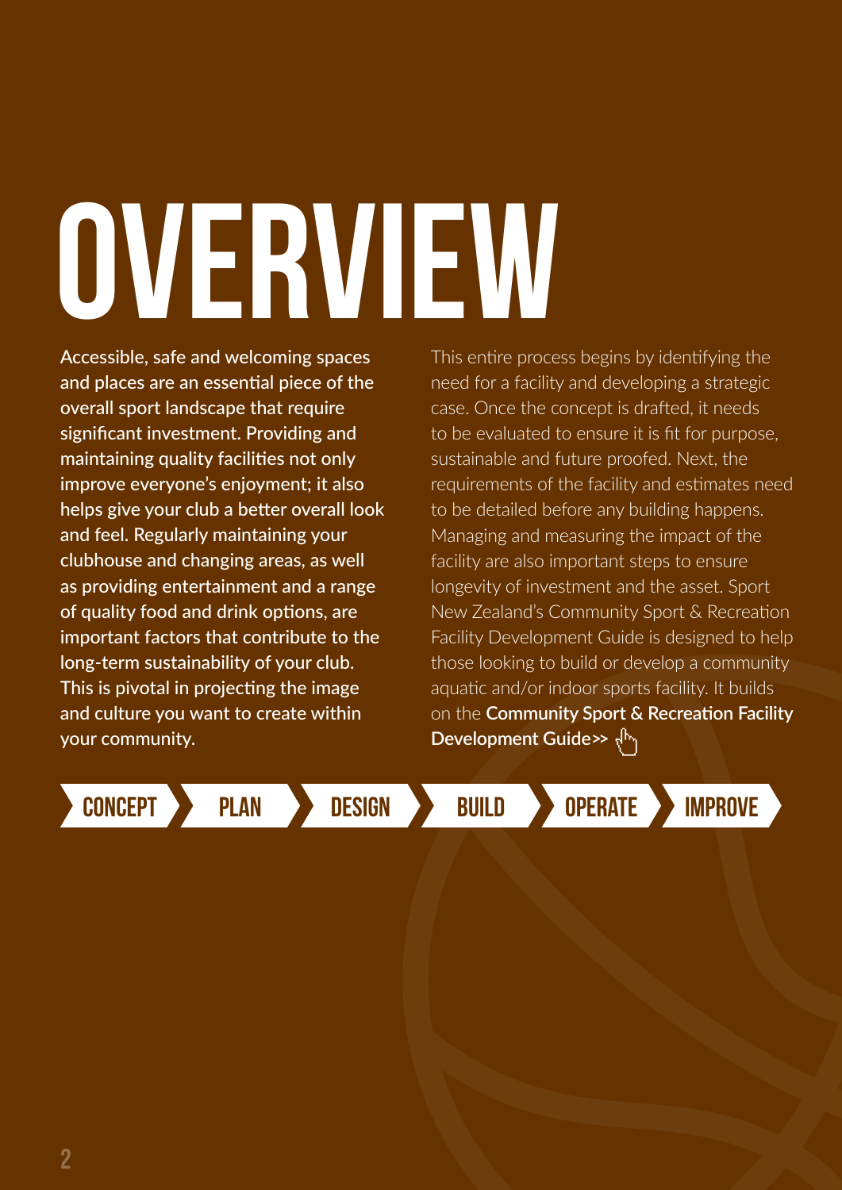# OVERVIEW

**Accessible, safe and welcoming spaces and places are an essential piece of the overall sport landscape that require significant investment. Providing and maintaining quality facilities not only improve everyone's enjoyment; it also helps give your club a better overall look and feel. Regularly maintaining your clubhouse and changing areas, as well as providing entertainment and a range of quality food and drink options, are important factors that contribute to the long-term sustainability of your club. This is pivotal in projecting the image and culture you want to create within your community.**

This entire process begins by identifying the need for a facility and developing a strategic case. Once the concept is drafted, it needs to be evaluated to ensure it is fit for purpose, sustainable and future proofed. Next, the requirements of the facility and estimates need to be detailed before any building happens. Managing and measuring the impact of the facility are also important steps to ensure longevity of investment and the asset. Sport New Zealand's Community Sport & Recreation Facility Development Guide is designed to help those looking to build or develop a community aquatic and/or indoor sports facility. It builds on the **Community Sport & Recreation Facility Development Guide>>**

CONCEPT > PLAN > DESIGN > BUILD > OPERATE > IMPROVE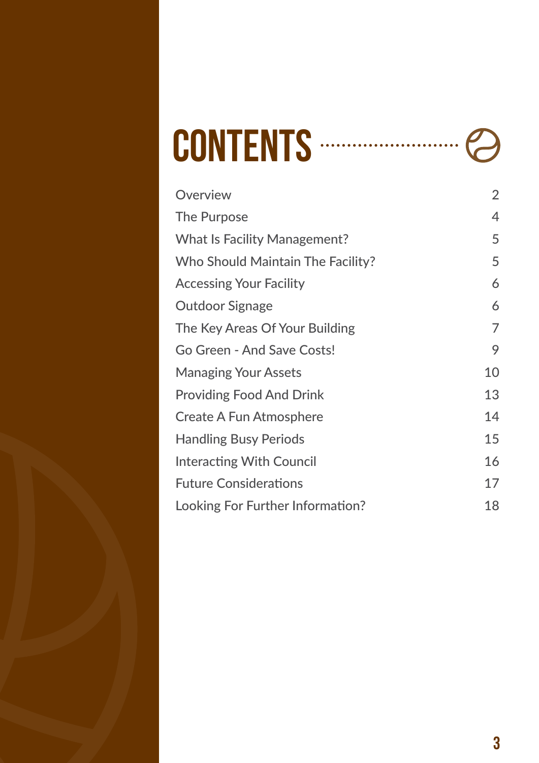# CONTENTS

| | |
|---|---|
| Overview | 2 |
| The Purpose | 4 |
| What Is Facility Management? | 5 |
| Who Should Maintain The Facility? | 5 |
| Accessing Your Facility | 6 |
| Outdoor Signage | 6 |
| The Key Areas Of Your Building | 7 |
| Go Green - And Save Costs! | 9 |
| Managing Your Assets | 10 |
| Providing Food And Drink | 13 |
| Create A Fun Atmosphere | 14 |
| Handling Busy Periods | 15 |
| Interacting With Council | 16 |
| Future Considerations | 17 |
| Looking For Further Information? | 18 |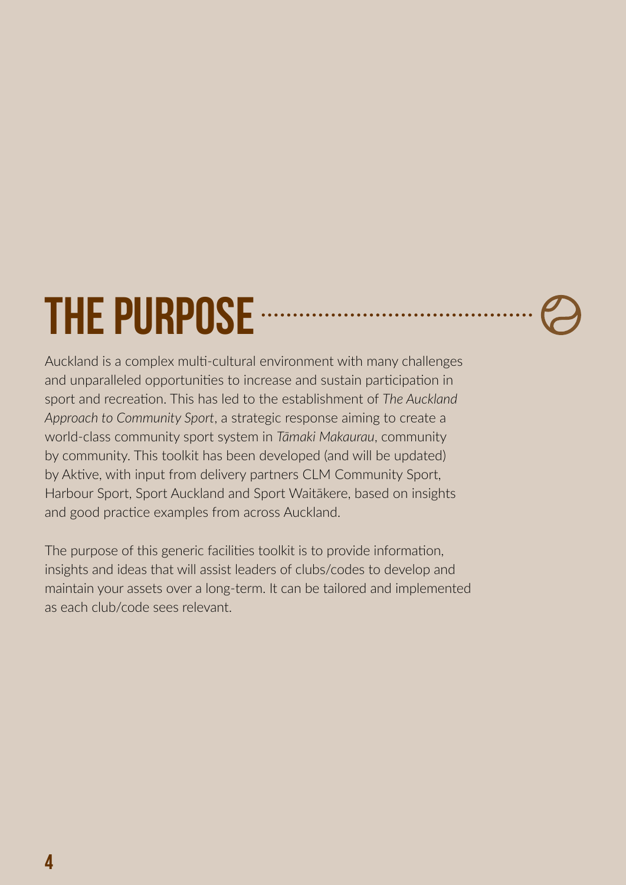# THE PURPOSE

Auckland is a complex multi-cultural environment with many challenges and unparalleled opportunities to increase and sustain participation in sport and recreation. This has led to the establishment of *The Auckland Approach to Community Sport*, a strategic response aiming to create a world-class community sport system in *Tāmaki Makaurau*, community by community. This toolkit has been developed (and will be updated) by Aktive, with input from delivery partners CLM Community Sport, Harbour Sport, Sport Auckland and Sport Waitākere, based on insights and good practice examples from across Auckland.

The purpose of this generic facilities toolkit is to provide information, insights and ideas that will assist leaders of clubs/codes to develop and maintain your assets over a long-term. It can be tailored and implemented as each club/code sees relevant.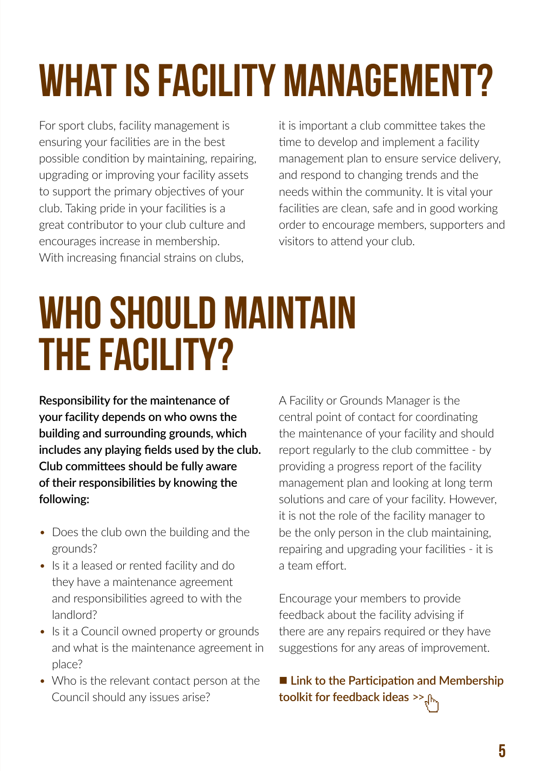# WHAT IS FACILITY MANAGEMENT?

For sport clubs, facility management is ensuring your facilities are in the best possible condition by maintaining, repairing, upgrading or improving your facility assets to support the primary objectives of your club. Taking pride in your facilities is a great contributor to your club culture and encourages increase in membership. With increasing financial strains on clubs, it is important a club committee takes the time to develop and implement a facility management plan to ensure service delivery, and respond to changing trends and the needs within the community. It is vital your facilities are clean, safe and in good working order to encourage members, supporters and visitors to attend your club.

# WHO SHOULD MAINTAIN THE FACILITY?

**Responsibility for the maintenance of your facility depends on who owns the building and surrounding grounds, which includes any playing fields used by the club. Club committees should be fully aware of their responsibilities by knowing the following:**

- Does the club own the building and the grounds?
- Is it a leased or rented facility and do they have a maintenance agreement and responsibilities agreed to with the landlord?
- Is it a Council owned property or grounds and what is the maintenance agreement in place?
- Who is the relevant contact person at the Council should any issues arise?

A Facility or Grounds Manager is the central point of contact for coordinating the maintenance of your facility and should report regularly to the club committee - by providing a progress report of the facility management plan and looking at long term solutions and care of your facility. However, it is not the role of the facility manager to be the only person in the club maintaining, repairing and upgrading your facilities - it is a team effort.

Encourage your members to provide feedback about the facility advising if there are any repairs required or they have suggestions for any areas of improvement.

■ **Link to the Participation and Membership toolkit for feedback ideas >>**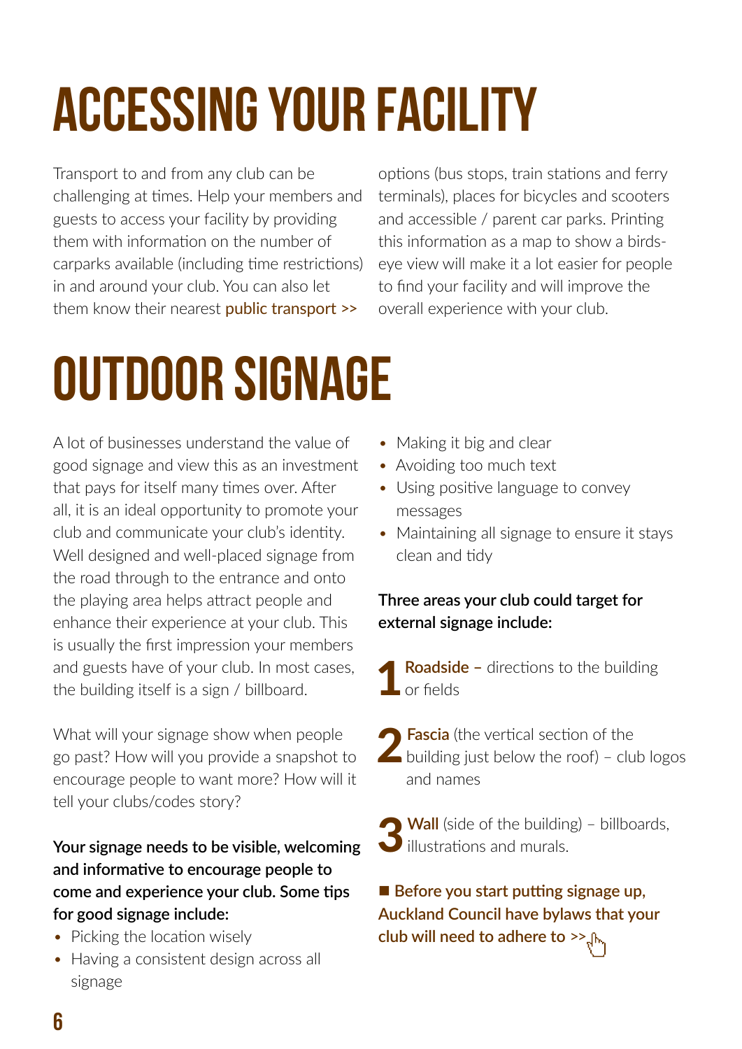# ACCESSING YOUR FACILITY

Transport to and from any club can be challenging at times. Help your members and guests to access your facility by providing them with information on the number of carparks available (including time restrictions) in and around your club. You can also let them know their nearest **public transport >>** options (bus stops, train stations and ferry terminals), places for bicycles and scooters and accessible / parent car parks. Printing this information as a map to show a birds-eye view will make it a lot easier for people to find your facility and will improve the overall experience with your club.

# OUTDOOR SIGNAGE

A lot of businesses understand the value of good signage and view this as an investment that pays for itself many times over. After all, it is an ideal opportunity to promote your club and communicate your club's identity. Well designed and well-placed signage from the road through to the entrance and onto the playing area helps attract people and enhance their experience at your club. This is usually the first impression your members and guests have of your club. In most cases, the building itself is a sign / billboard.

What will your signage show when people go past? How will you provide a snapshot to encourage people to want more? How will it tell your clubs/codes story?

**Your signage needs to be visible, welcoming and informative to encourage people to come and experience your club. Some tips for good signage include:**

- Picking the location wisely
- Having a consistent design across all signage
- Making it big and clear
- Avoiding too much text
- Using positive language to convey messages
- Maintaining all signage to ensure it stays clean and tidy

**Three areas your club could target for external signage include:**

1. **Roadside –** directions to the building or fields
2. **Fascia** (the vertical section of the building just below the roof) – club logos and names
3. **Wall** (side of the building) – billboards, illustrations and murals.

■ **Before you start putting signage up, Auckland Council have bylaws that your club will need to adhere to >>**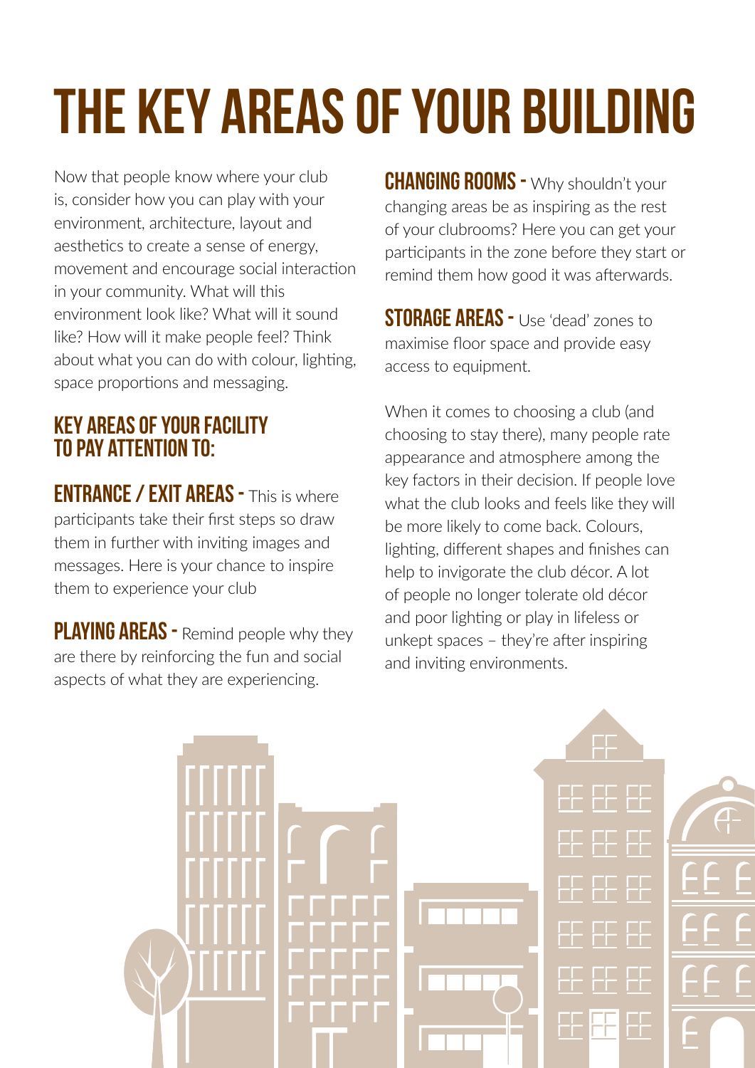# THE KEY AREAS OF YOUR BUILDING

Now that people know where your club is, consider how you can play with your environment, architecture, layout and aesthetics to create a sense of energy, movement and encourage social interaction in your community. What will this environment look like? What will it sound like? How will it make people feel? Think about what you can do with colour, lighting, space proportions and messaging.

## KEY AREAS OF YOUR FACILITY TO PAY ATTENTION TO:

**ENTRANCE / EXIT AREAS -** This is where participants take their first steps so draw them in further with inviting images and messages. Here is your chance to inspire them to experience your club

**PLAYING AREAS -** Remind people why they are there by reinforcing the fun and social aspects of what they are experiencing.

**CHANGING ROOMS -** Why shouldn't your changing areas be as inspiring as the rest of your clubrooms? Here you can get your participants in the zone before they start or remind them how good it was afterwards.

**STORAGE AREAS -** Use 'dead' zones to maximise floor space and provide easy access to equipment.

When it comes to choosing a club (and choosing to stay there), many people rate appearance and atmosphere among the key factors in their decision. If people love what the club looks and feels like they will be more likely to come back. Colours, lighting, different shapes and finishes can help to invigorate the club décor. A lot of people no longer tolerate old décor and poor lighting or play in lifeless or unkept spaces – they're after inspiring and inviting environments.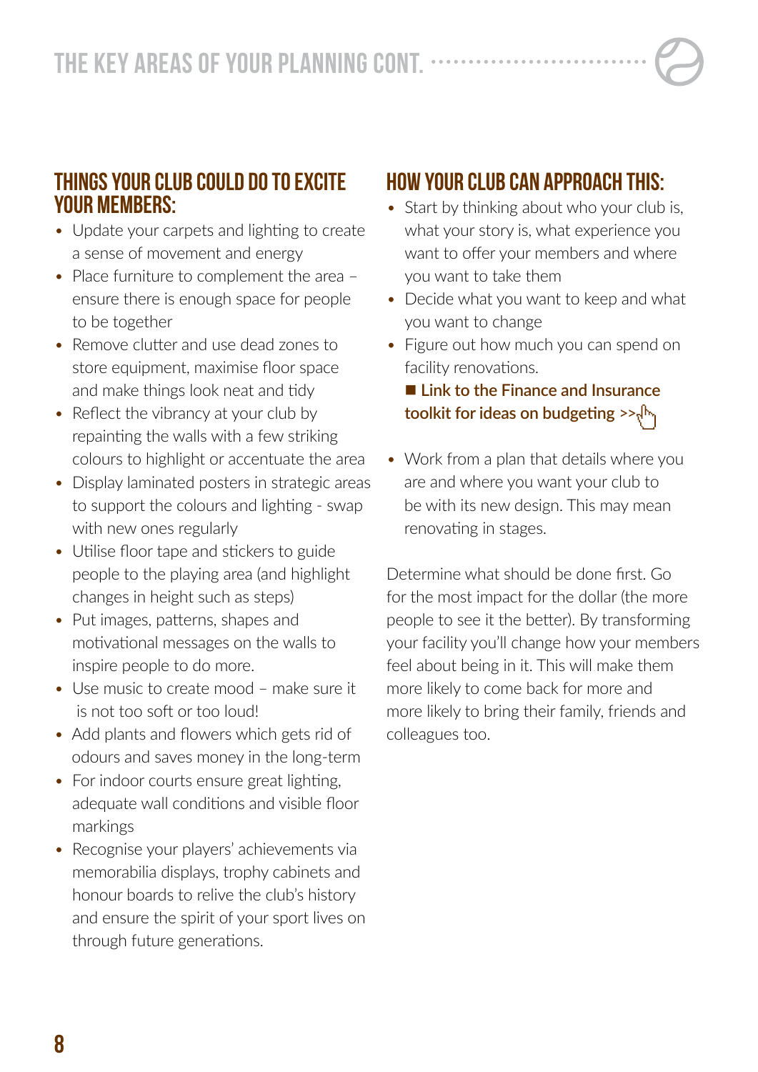## THE KEY AREAS OF YOUR PLANNING CONT.

### THINGS YOUR CLUB COULD DO TO EXCITE YOUR MEMBERS:

- Update your carpets and lighting to create a sense of movement and energy
- Place furniture to complement the area – ensure there is enough space for people to be together
- Remove clutter and use dead zones to store equipment, maximise floor space and make things look neat and tidy
- Reflect the vibrancy at your club by repainting the walls with a few striking colours to highlight or accentuate the area
- Display laminated posters in strategic areas to support the colours and lighting - swap with new ones regularly
- Utilise floor tape and stickers to guide people to the playing area (and highlight changes in height such as steps)
- Put images, patterns, shapes and motivational messages on the walls to inspire people to do more.
- Use music to create mood – make sure it is not too soft or too loud!
- Add plants and flowers which gets rid of odours and saves money in the long-term
- For indoor courts ensure great lighting, adequate wall conditions and visible floor markings
- Recognise your players' achievements via memorabilia displays, trophy cabinets and honour boards to relive the club's history and ensure the spirit of your sport lives on through future generations.

### HOW YOUR CLUB CAN APPROACH THIS:

- Start by thinking about who your club is, what your story is, what experience you want to offer your members and where you want to take them
- Decide what you want to keep and what you want to change
- Figure out how much you can spend on facility renovations.

  ■ **Link to the Finance and Insurance toolkit for ideas on budgeting >>**

- Work from a plan that details where you are and where you want your club to be with its new design. This may mean renovating in stages.

Determine what should be done first. Go for the most impact for the dollar (the more people to see it the better). By transforming your facility you'll change how your members feel about being in it. This will make them more likely to come back for more and more likely to bring their family, friends and colleagues too.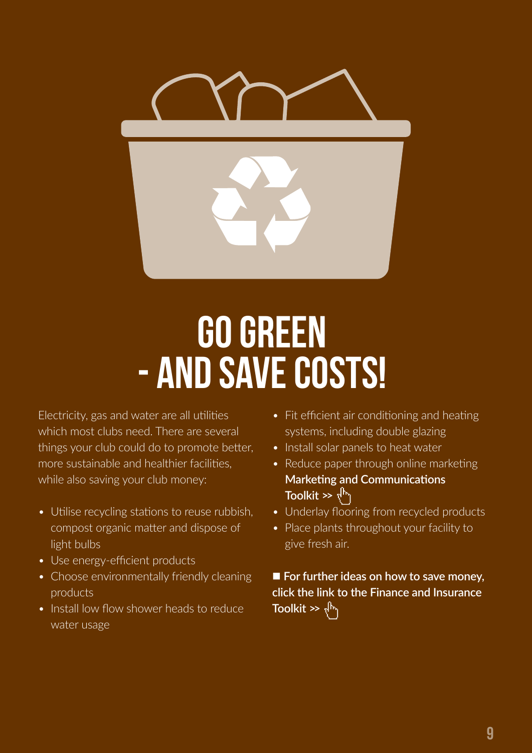# GO GREEN - AND SAVE COSTS!

Electricity, gas and water are all utilities which most clubs need. There are several things your club could do to promote better, more sustainable and healthier facilities, while also saving your club money:

- Utilise recycling stations to reuse rubbish, compost organic matter and dispose of light bulbs
- Use energy-efficient products
- Choose environmentally friendly cleaning products
- Install low flow shower heads to reduce water usage
- Fit efficient air conditioning and heating systems, including double glazing
- Install solar panels to heat water
- Reduce paper through online marketing **Marketing and Communications Toolkit >>**
- Underlay flooring from recycled products
- Place plants throughout your facility to give fresh air.

■ **For further ideas on how to save money, click the link to the Finance and Insurance Toolkit >>**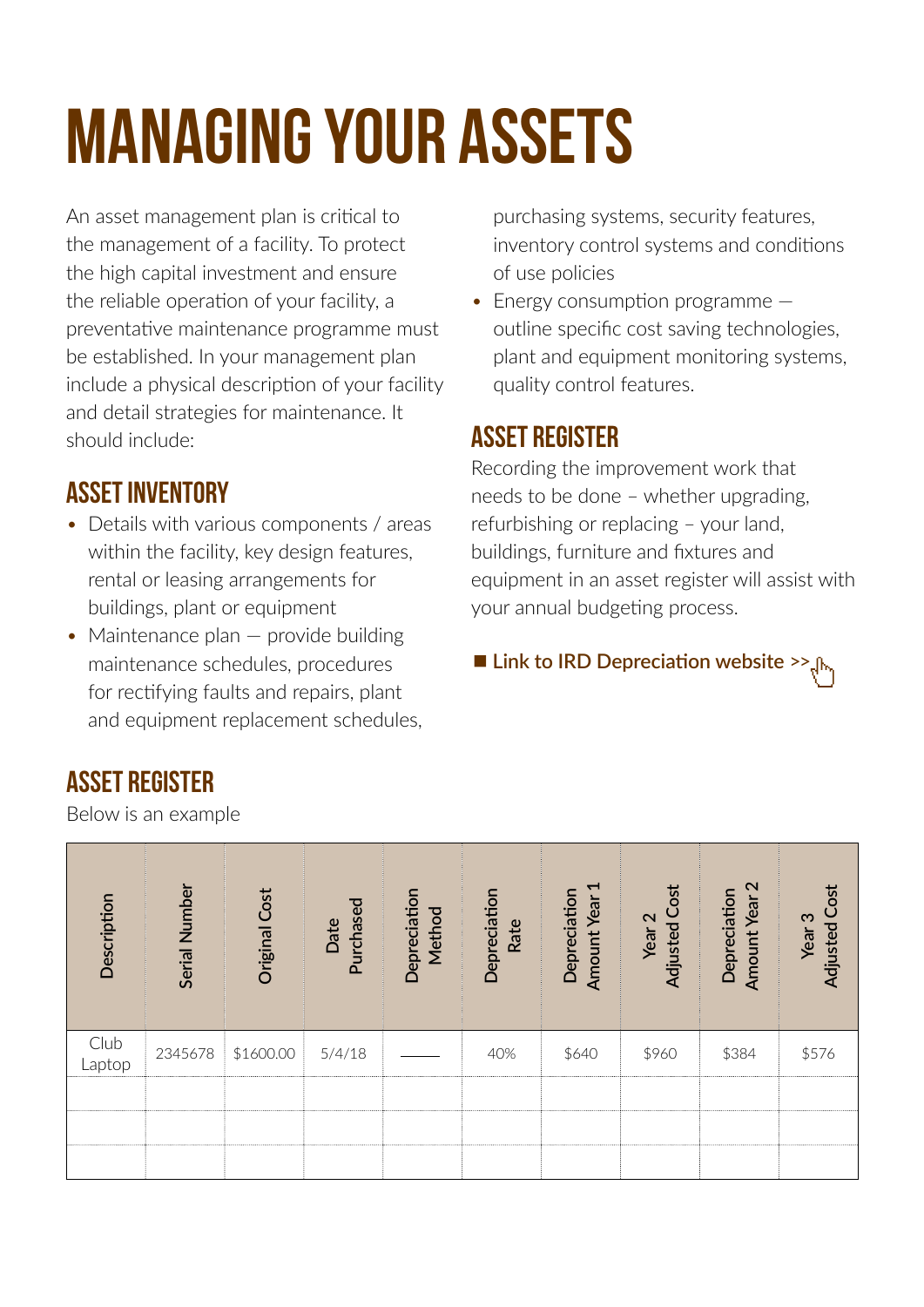# MANAGING YOUR ASSETS

An asset management plan is critical to the management of a facility. To protect the high capital investment and ensure the reliable operation of your facility, a preventative maintenance programme must be established. In your management plan include a physical description of your facility and detail strategies for maintenance. It should include:

## ASSET INVENTORY

- Details with various components / areas within the facility, key design features, rental or leasing arrangements for buildings, plant or equipment
- Maintenance plan — provide building maintenance schedules, procedures for rectifying faults and repairs, plant and equipment replacement schedules, purchasing systems, security features, inventory control systems and conditions of use policies
- Energy consumption programme — outline specific cost saving technologies, plant and equipment monitoring systems, quality control features.

## ASSET REGISTER

Recording the improvement work that needs to be done – whether upgrading, refurbishing or replacing – your land, buildings, furniture and fixtures and equipment in an asset register will assist with your annual budgeting process.

■ Link to IRD Depreciation website >>

## ASSET REGISTER

Below is an example

| Description | Serial Number | Original Cost | Date Purchased | Depreciation Method | Depreciation Rate | Depreciation Amount Year 1 | Year 2 Adjusted Cost | Depreciation Amount Year 2 | Year 3 Adjusted Cost |
|---|---|---|---|---|---|---|---|---|---|
| Club Laptop | 2345678 | $1600.00 | 5/4/18 | ——— | 40% | $640 | $960 | $384 | $576 |
| | | | | | | | | | |
| | | | | | | | | | |
| | | | | | | | | | |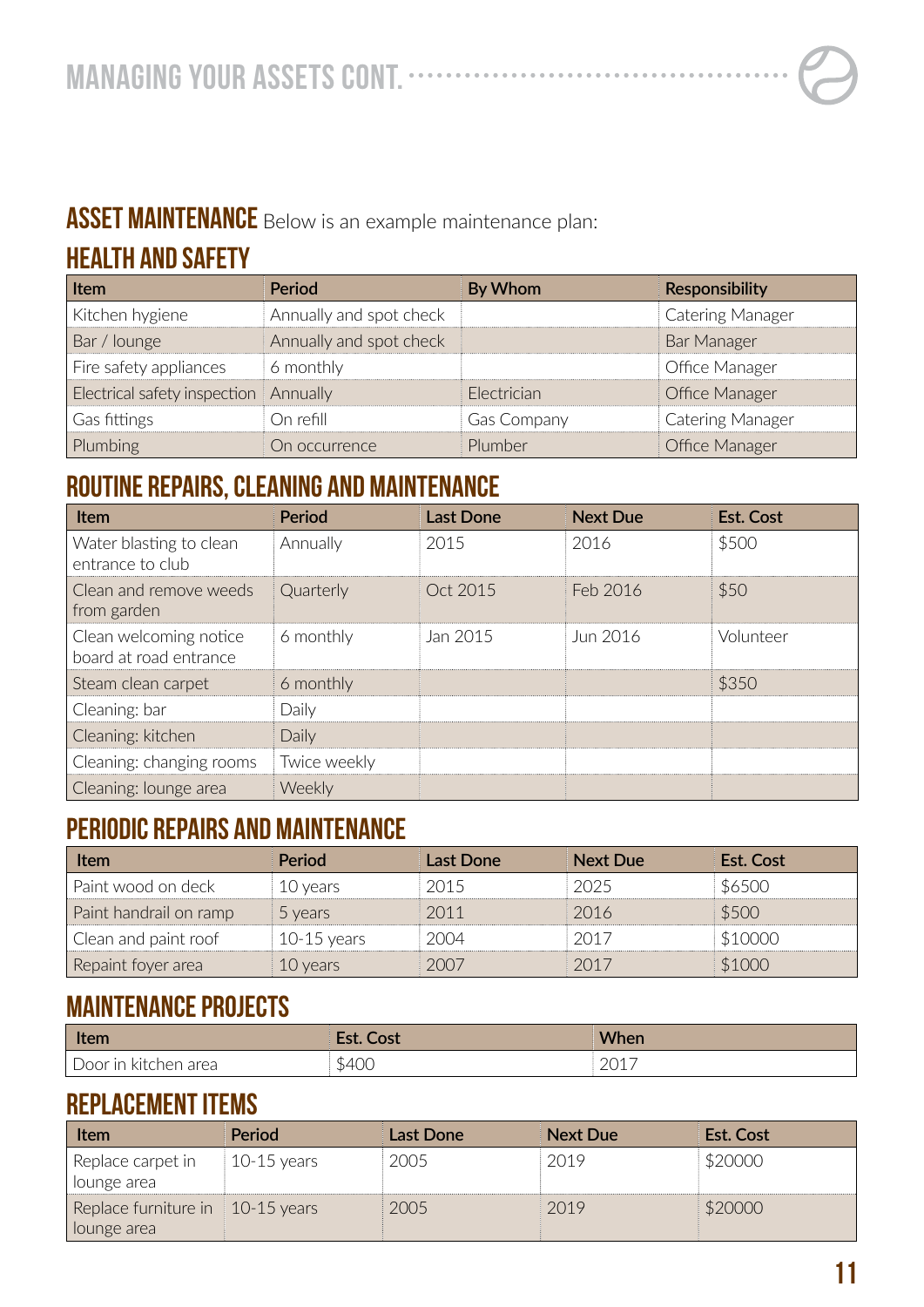# MANAGING YOUR ASSETS CONT.

## ASSET MAINTENANCE

Below is an example maintenance plan:

### HEALTH AND SAFETY

| Item | Period | By Whom | Responsibility |
|---|---|---|---|
| Kitchen hygiene | Annually and spot check | | Catering Manager |
| Bar / lounge | Annually and spot check | | Bar Manager |
| Fire safety appliances | 6 monthly | | Office Manager |
| Electrical safety inspection | Annually | Electrician | Office Manager |
| Gas fittings | On refill | Gas Company | Catering Manager |
| Plumbing | On occurrence | Plumber | Office Manager |

### ROUTINE REPAIRS, CLEANING AND MAINTENANCE

| Item | Period | Last Done | Next Due | Est. Cost |
|---|---|---|---|---|
| Water blasting to clean entrance to club | Annually | 2015 | 2016 | $500 |
| Clean and remove weeds from garden | Quarterly | Oct 2015 | Feb 2016 | $50 |
| Clean welcoming notice board at road entrance | 6 monthly | Jan 2015 | Jun 2016 | Volunteer |
| Steam clean carpet | 6 monthly | | | $350 |
| Cleaning: bar | Daily | | | |
| Cleaning: kitchen | Daily | | | |
| Cleaning: changing rooms | Twice weekly | | | |
| Cleaning: lounge area | Weekly | | | |

### PERIODIC REPAIRS AND MAINTENANCE

| Item | Period | Last Done | Next Due | Est. Cost |
|---|---|---|---|---|
| Paint wood on deck | 10 years | 2015 | 2025 | $6500 |
| Paint handrail on ramp | 5 years | 2011 | 2016 | $500 |
| Clean and paint roof | 10-15 years | 2004 | 2017 | $10000 |
| Repaint foyer area | 10 years | 2007 | 2017 | $1000 |

### MAINTENANCE PROJECTS

| Item | Est. Cost | When |
|---|---|---|
| Door in kitchen area | $400 | 2017 |

### REPLACEMENT ITEMS

| Item | Period | Last Done | Next Due | Est. Cost |
|---|---|---|---|---|
| Replace carpet in lounge area | 10-15 years | 2005 | 2019 | $20000 |
| Replace furniture in lounge area | 10-15 years | 2005 | 2019 | $20000 |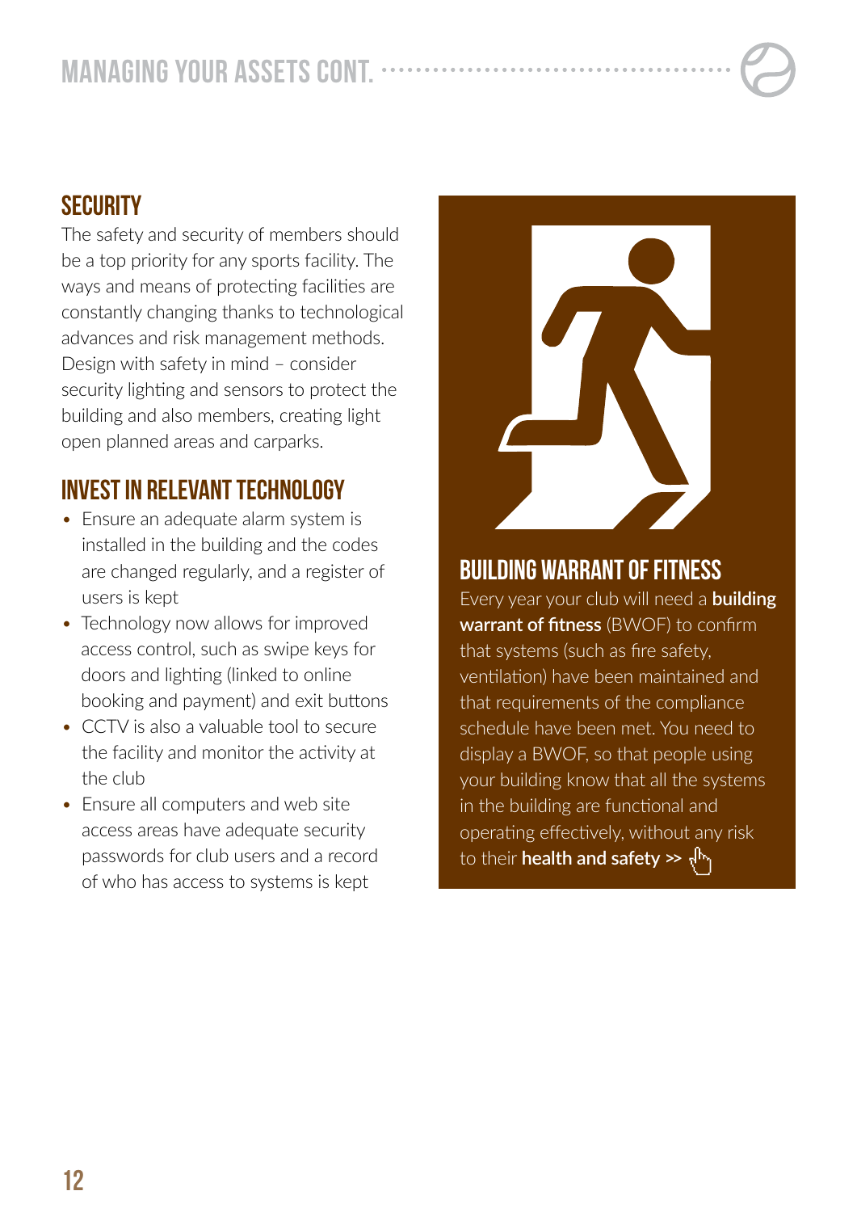## SECURITY

The safety and security of members should be a top priority for any sports facility. The ways and means of protecting facilities are constantly changing thanks to technological advances and risk management methods. Design with safety in mind – consider security lighting and sensors to protect the building and also members, creating light open planned areas and carparks.

## INVEST IN RELEVANT TECHNOLOGY

- Ensure an adequate alarm system is installed in the building and the codes are changed regularly, and a register of users is kept
- Technology now allows for improved access control, such as swipe keys for doors and lighting (linked to online booking and payment) and exit buttons
- CCTV is also a valuable tool to secure the facility and monitor the activity at the club
- Ensure all computers and web site access areas have adequate security passwords for club users and a record of who has access to systems is kept

## BUILDING WARRANT OF FITNESS

Every year your club will need a **building warrant of fitness** (BWOF) to confirm that systems (such as fire safety, ventilation) have been maintained and that requirements of the compliance schedule have been met. You need to display a BWOF, so that people using your building know that all the systems in the building are functional and operating effectively, without any risk to their **health and safety >>**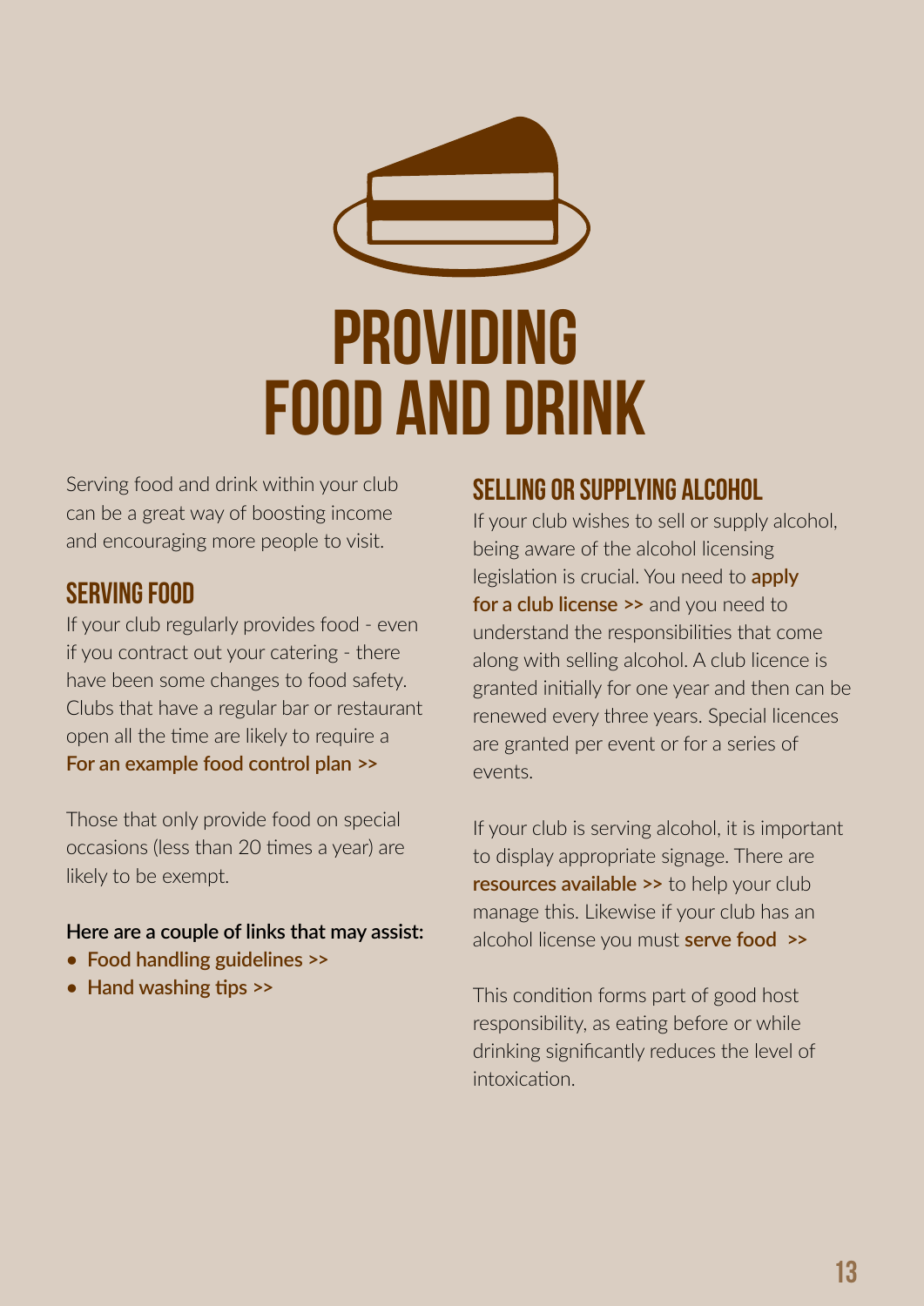# PROVIDING FOOD AND DRINK

Serving food and drink within your club can be a great way of boosting income and encouraging more people to visit.

## SERVING FOOD

If your club regularly provides food - even if you contract out your catering - there have been some changes to food safety. Clubs that have a regular bar or restaurant open all the time are likely to require a **For an example food control plan >>**

Those that only provide food on special occasions (less than 20 times a year) are likely to be exempt.

**Here are a couple of links that may assist:**

- **Food handling guidelines >>**
- **Hand washing tips >>**

## SELLING OR SUPPLYING ALCOHOL

If your club wishes to sell or supply alcohol, being aware of the alcohol licensing legislation is crucial. You need to **apply for a club license >>** and you need to understand the responsibilities that come along with selling alcohol. A club licence is granted initially for one year and then can be renewed every three years. Special licences are granted per event or for a series of events.

If your club is serving alcohol, it is important to display appropriate signage. There are **resources available >>** to help your club manage this. Likewise if your club has an alcohol license you must **serve food >>**

This condition forms part of good host responsibility, as eating before or while drinking significantly reduces the level of intoxication.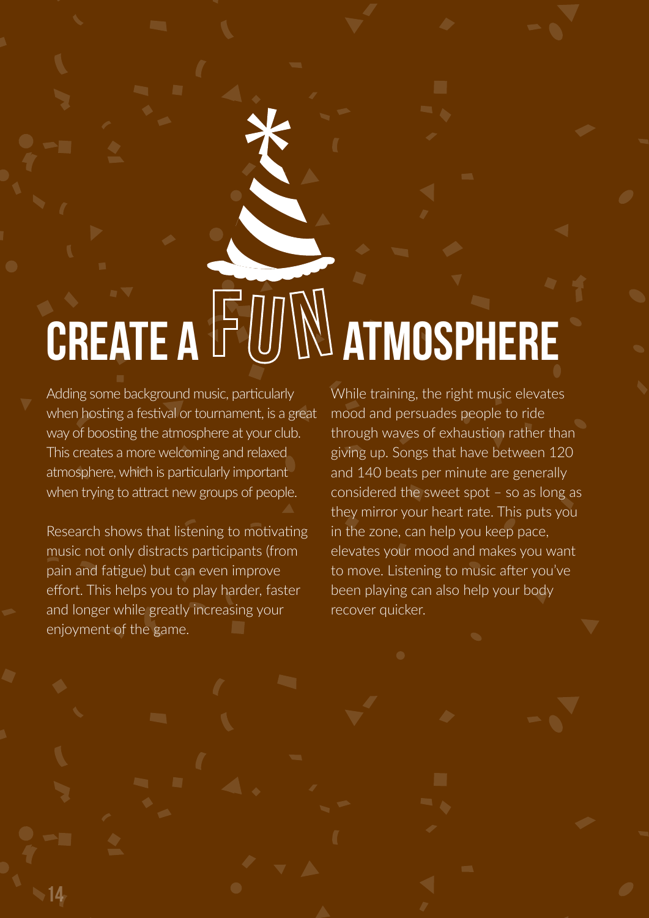# CREATE A FUN ATMOSPHERE

Adding some background music, particularly when hosting a festival or tournament, is a great way of boosting the atmosphere at your club. This creates a more welcoming and relaxed atmosphere, which is particularly important when trying to attract new groups of people.

Research shows that listening to motivating music not only distracts participants (from pain and fatigue) but can even improve effort. This helps you to play harder, faster and longer while greatly increasing your enjoyment of the game.

While training, the right music elevates mood and persuades people to ride through waves of exhaustion rather than giving up. Songs that have between 120 and 140 beats per minute are generally considered the sweet spot – so as long as they mirror your heart rate. This puts you in the zone, can help you keep pace, elevates your mood and makes you want to move. Listening to music after you've been playing can also help your body recover quicker.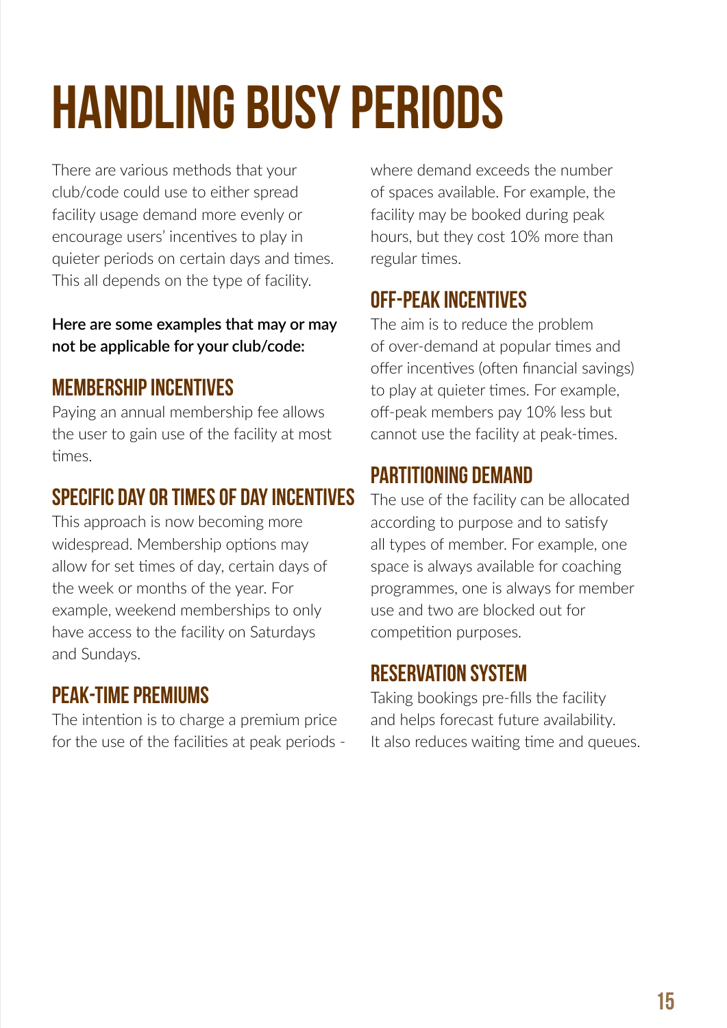# HANDLING BUSY PERIODS

There are various methods that your club/code could use to either spread facility usage demand more evenly or encourage users' incentives to play in quieter periods on certain days and times. This all depends on the type of facility.

**Here are some examples that may or may not be applicable for your club/code:**

## MEMBERSHIP INCENTIVES

Paying an annual membership fee allows the user to gain use of the facility at most times.

## SPECIFIC DAY OR TIMES OF DAY INCENTIVES

This approach is now becoming more widespread. Membership options may allow for set times of day, certain days of the week or months of the year. For example, weekend memberships to only have access to the facility on Saturdays and Sundays.

## PEAK-TIME PREMIUMS

The intention is to charge a premium price for the use of the facilities at peak periods - where demand exceeds the number of spaces available. For example, the facility may be booked during peak hours, but they cost 10% more than regular times.

## OFF-PEAK INCENTIVES

The aim is to reduce the problem of over-demand at popular times and offer incentives (often financial savings) to play at quieter times. For example, off-peak members pay 10% less but cannot use the facility at peak-times.

## PARTITIONING DEMAND

The use of the facility can be allocated according to purpose and to satisfy all types of member. For example, one space is always available for coaching programmes, one is always for member use and two are blocked out for competition purposes.

## RESERVATION SYSTEM

Taking bookings pre-fills the facility and helps forecast future availability. It also reduces waiting time and queues.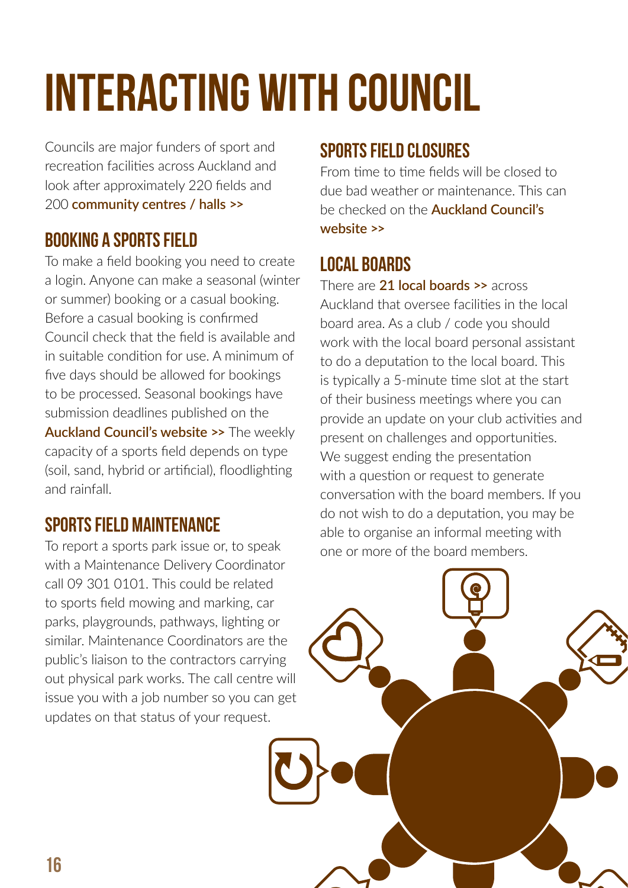# INTERACTING WITH COUNCIL

Councils are major funders of sport and recreation facilities across Auckland and look after approximately 220 fields and 200 **community centres / halls >>**

## BOOKING A SPORTS FIELD

To make a field booking you need to create a login. Anyone can make a seasonal (winter or summer) booking or a casual booking. Before a casual booking is confirmed Council check that the field is available and in suitable condition for use. A minimum of five days should be allowed for bookings to be processed. Seasonal bookings have submission deadlines published on the **Auckland Council's website >>** The weekly capacity of a sports field depends on type (soil, sand, hybrid or artificial), floodlighting and rainfall.

## SPORTS FIELD MAINTENANCE

To report a sports park issue or, to speak with a Maintenance Delivery Coordinator call 09 301 0101. This could be related to sports field mowing and marking, car parks, playgrounds, pathways, lighting or similar. Maintenance Coordinators are the public's liaison to the contractors carrying out physical park works. The call centre will issue you with a job number so you can get updates on that status of your request.

## SPORTS FIELD CLOSURES

From time to time fields will be closed to due bad weather or maintenance. This can be checked on the **Auckland Council's website >>**

## LOCAL BOARDS

There are **21 local boards >>** across Auckland that oversee facilities in the local board area. As a club / code you should work with the local board personal assistant to do a deputation to the local board. This is typically a 5-minute time slot at the start of their business meetings where you can provide an update on your club activities and present on challenges and opportunities. We suggest ending the presentation with a question or request to generate conversation with the board members. If you do not wish to do a deputation, you may be able to organise an informal meeting with one or more of the board members.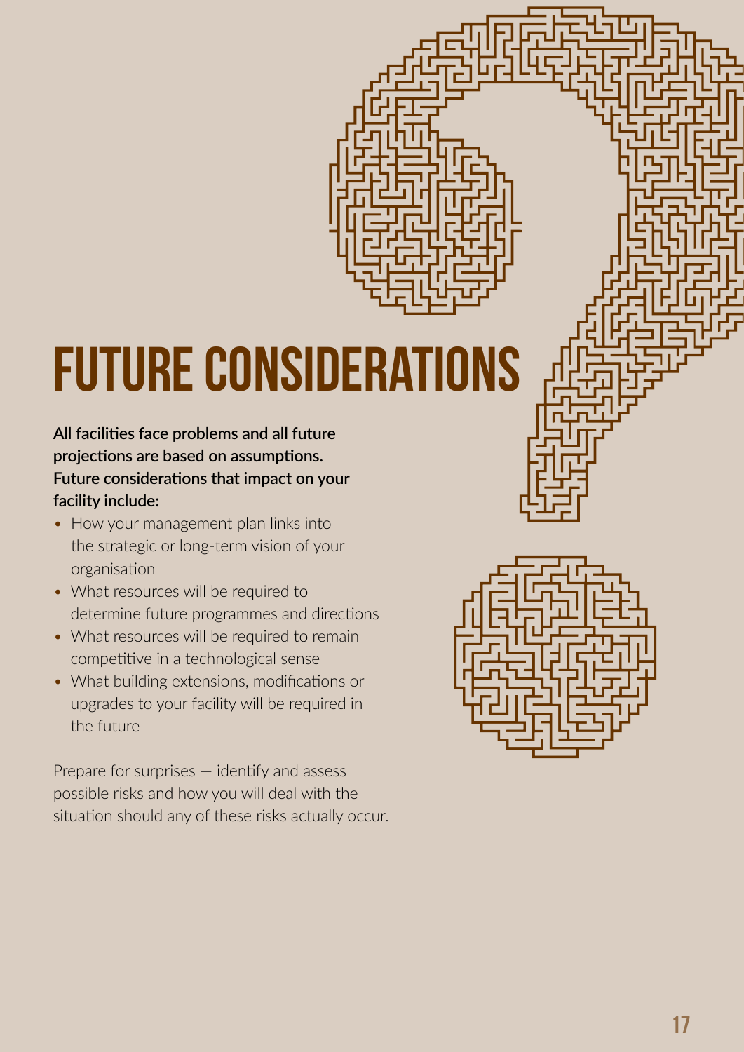# FUTURE CONSIDERATIONS

**All facilities face problems and all future projections are based on assumptions. Future considerations that impact on your facility include:**

- How your management plan links into the strategic or long-term vision of your organisation
- What resources will be required to determine future programmes and directions
- What resources will be required to remain competitive in a technological sense
- What building extensions, modifications or upgrades to your facility will be required in the future

Prepare for surprises — identify and assess possible risks and how you will deal with the situation should any of these risks actually occur.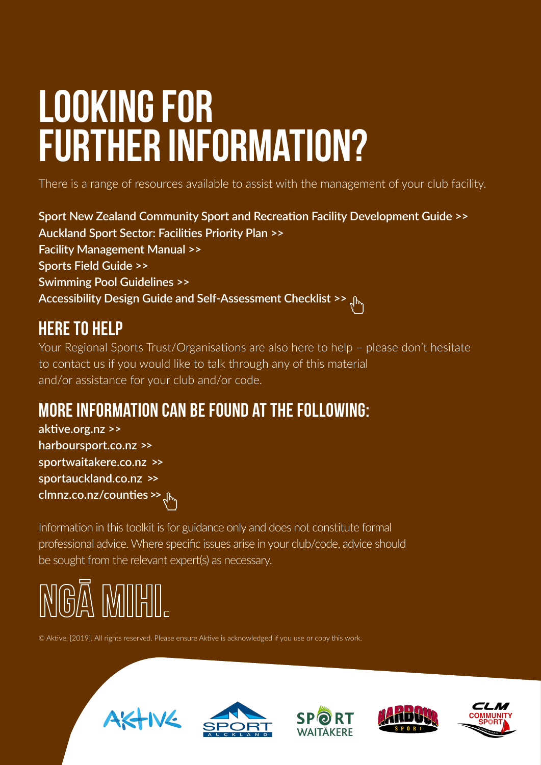# LOOKING FOR FURTHER INFORMATION?

There is a range of resources available to assist with the management of your club facility.

**Sport New Zealand Community Sport and Recreation Facility Development Guide >>**
**Auckland Sport Sector: Facilities Priority Plan >>**
**Facility Management Manual >>**
**Sports Field Guide >>**
**Swimming Pool Guidelines >>**
**Accessibility Design Guide and Self-Assessment Checklist >>**

## HERE TO HELP

Your Regional Sports Trust/Organisations are also here to help – please don't hesitate to contact us if you would like to talk through any of this material and/or assistance for your club and/or code.

## MORE INFORMATION CAN BE FOUND AT THE FOLLOWING:

**aktive.org.nz >>**
**harboursport.co.nz >>**
**sportwaitakere.co.nz >>**
**sportauckland.co.nz >>**
**clmnz.co.nz/counties >>**

Information in this toolkit is for guidance only and does not constitute formal professional advice. Where specific issues arise in your club/code, advice should be sought from the relevant expert(s) as necessary.

# NGĀ MIHI.

© Aktive, [2019]. All rights reserved. Please ensure Aktive is acknowledged if you use or copy this work.